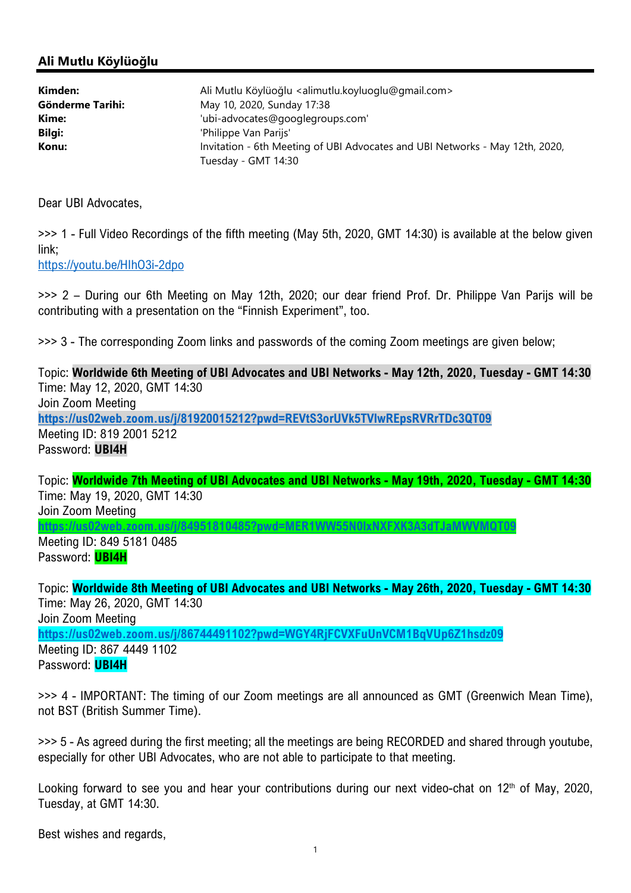## Ali Mutlu Köylüoğlu

| | |
|---|---|
| **Kimden:** | Ali Mutlu Köylüoğlu <alimutlu.koyluoglu@gmail.com> |
| **Gönderme Tarihi:** | May 10, 2020, Sunday 17:38 |
| **Kime:** | 'ubi-advocates@googlegroups.com' |
| **Bilgi:** | 'Philippe Van Parijs' |
| **Konu:** | Invitation - 6th Meeting of UBI Advocates and UBI Networks - May 12th, 2020, Tuesday - GMT 14:30 |

Dear UBI Advocates,

>>> 1 - Full Video Recordings of the fifth meeting (May 5th, 2020, GMT 14:30) is available at the below given link;
https://youtu.be/HIhO3i-2dpo

>>> 2 – During our 6th Meeting on May 12th, 2020; our dear friend Prof. Dr. Philippe Van Parijs will be contributing with a presentation on the "Finnish Experiment", too.

>>> 3 - The corresponding Zoom links and passwords of the coming Zoom meetings are given below;

Topic: **Worldwide 6th Meeting of UBI Advocates and UBI Networks - May 12th, 2020, Tuesday - GMT 14:30**
Time: May 12, 2020, GMT 14:30
Join Zoom Meeting
**https://us02web.zoom.us/j/81920015212?pwd=REVtS3orUVk5TVlwREpsRVRrTDc3QT09**
Meeting ID: 819 2001 5212
Password: **UBI4H**

Topic: **Worldwide 7th Meeting of UBI Advocates and UBI Networks - May 19th, 2020, Tuesday - GMT 14:30**
Time: May 19, 2020, GMT 14:30
Join Zoom Meeting
**https://us02web.zoom.us/j/84951810485?pwd=MER1WW55N0IxNXFXK3A3dTJaMWVMQT09**
Meeting ID: 849 5181 0485
Password: **UBI4H**

Topic: **Worldwide 8th Meeting of UBI Advocates and UBI Networks - May 26th, 2020, Tuesday - GMT 14:30**
Time: May 26, 2020, GMT 14:30
Join Zoom Meeting
**https://us02web.zoom.us/j/86744491102?pwd=WGY4RjFCVXFuUnVCM1BqVUp6Z1hsdz09**
Meeting ID: 867 4449 1102
Password: **UBI4H**

>>> 4 - IMPORTANT: The timing of our Zoom meetings are all announced as GMT (Greenwich Mean Time), not BST (British Summer Time).

>>> 5 - As agreed during the first meeting; all the meetings are being RECORDED and shared through youtube, especially for other UBI Advocates, who are not able to participate to that meeting.

Looking forward to see you and hear your contributions during our next video-chat on 12th of May, 2020, Tuesday, at GMT 14:30.

Best wishes and regards,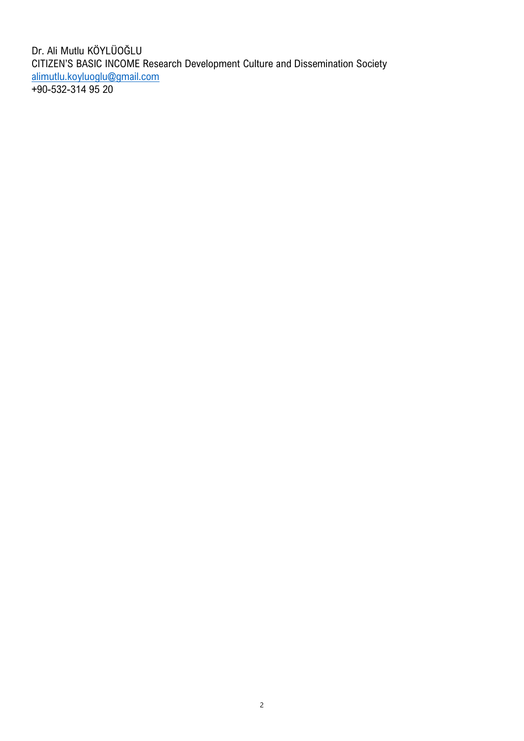Dr. Ali Mutlu KÖYLÜOĞLU
CITIZEN'S BASIC INCOME Research Development Culture and Dissemination Society
alimutlu.koyluoglu@gmail.com
+90-532-314 95 20